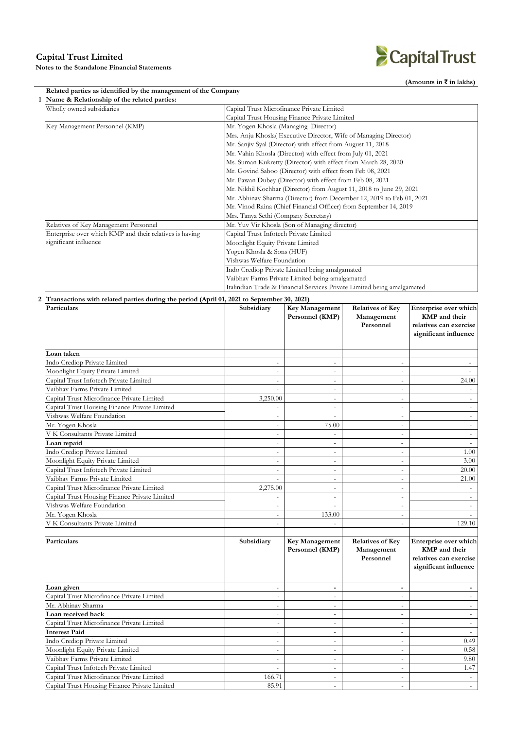# Capital Trust Limited

**Notes to the Standalone Financial Statements**

**(Amounts in ₹ in lakhs)**

**Related parties as identified by the management of the Company**

**1 Name & Relationship of the related parties:**

| | |
|---|---|
| Wholly owned subsidiaries | Capital Trust Microfinance Private Limited |
| | Capital Trust Housing Finance Private Limited |
| Key Management Personnel (KMP) | Mr. Yogen Khosla (Managing Director) |
| | Mrs. Anju Khosla( Executive Director, Wife of Managing Director) |
| | Mr. Sanjiv Syal (Director) with effect from August 11, 2018 |
| | Mr. Vahin Khosla (Director) with effect from July 01, 2021 |
| | Ms. Suman Kukretty (Director) with effect from March 28, 2020 |
| | Mr. Govind Saboo (Director) with effect from Feb 08, 2021 |
| | Mr. Pawan Dubey (Director) with effect from Feb 08, 2021 |
| | Mr. Nikhil Kochhar (Director) from August 11, 2018 to June 29, 2021 |
| | Mr. Abhinav Sharma (Director) from December 12, 2019 to Feb 01, 2021 |
| | Mr. Vinod Raina (Chief Financial Officer) from September 14, 2019 |
| | Mrs. Tanya Sethi (Company Secretary) |
| Relatives of Key Management Personnel | Mr. Yuv Vir Khosla (Son of Managing director) |
| Enterprise over which KMP and their relatives is having significant influence | Capital Trust Infotech Private Limited |
| | Moonlight Equity Private Limited |
| | Yogen Khosla & Sons (HUF) |
| | Vishwas Welfare Foundation |
| | Indo Crediop Private Limited being amalgamated |
| | Vaibhav Farms Private Limited being amalgamated |
| | Italindian Trade & Financial Services Private Limited being amalgamated |

**2 Transactions with related parties during the period (April 01, 2021 to September 30, 2021)**

| Particulars | Subsidiary | Key Management Personnel (KMP) | Relatives of Key Management Personnel | Enterprise over which KMP and their relatives can exercise significant influence |
|---|---|---|---|---|
| **Loan taken** | | | | |
| Indo Crediop Private Limited | - | - | - | - |
| Moonlight Equity Private Limited | - | - | - | - |
| Capital Trust Infotech Private Limited | - | - | - | 24.00 |
| Vaibhav Farms Private Limited | - | - | - | - |
| Capital Trust Microfinance Private Limited | 3,250.00 | - | - | - |
| Capital Trust Housing Finance Private Limited | - | - | - | - |
| Vishwas Welfare Foundation | - | - | - | - |
| Mr. Yogen Khosla | - | 75.00 | - | - |
| V K Consultants Private Limited | - | - | - | - |
| **Loan repaid** | - | - | - | - |
| Indo Crediop Private Limited | - | - | - | 1.00 |
| Moonlight Equity Private Limited | - | - | - | 3.00 |
| Capital Trust Infotech Private Limited | - | - | - | 20.00 |
| Vaibhav Farms Private Limited | - | - | - | 21.00 |
| Capital Trust Microfinance Private Limited | 2,275.00 | - | - | - |
| Capital Trust Housing Finance Private Limited | - | - | - | - |
| Vishwas Welfare Foundation | - | - | - | - |
| Mr. Yogen Khosla | - | 133.00 | - | - |
| V K Consultants Private Limited | - | - | - | 129.10 |

| Particulars | Subsidiary | Key Management Personnel (KMP) | Relatives of Key Management Personnel | Enterprise over which KMP and their relatives can exercise significant influence |
|---|---|---|---|---|
| **Loan given** | - | - | - | - |
| Capital Trust Microfinance Private Limited | - | - | - | - |
| Mr. Abhinav Sharma | - | - | - | - |
| **Loan received back** | - | - | - | - |
| Capital Trust Microfinance Private Limited | - | - | - | - |
| **Interest Paid** | - | - | - | - |
| Indo Crediop Private Limited | - | - | - | 0.49 |
| Moonlight Equity Private Limited | - | - | - | 0.58 |
| Vaibhav Farms Private Limited | - | - | - | 9.80 |
| Capital Trust Infotech Private Limited | - | - | - | 1.47 |
| Capital Trust Microfinance Private Limited | 166.71 | - | - | - |
| Capital Trust Housing Finance Private Limited | 85.91 | - | - | - |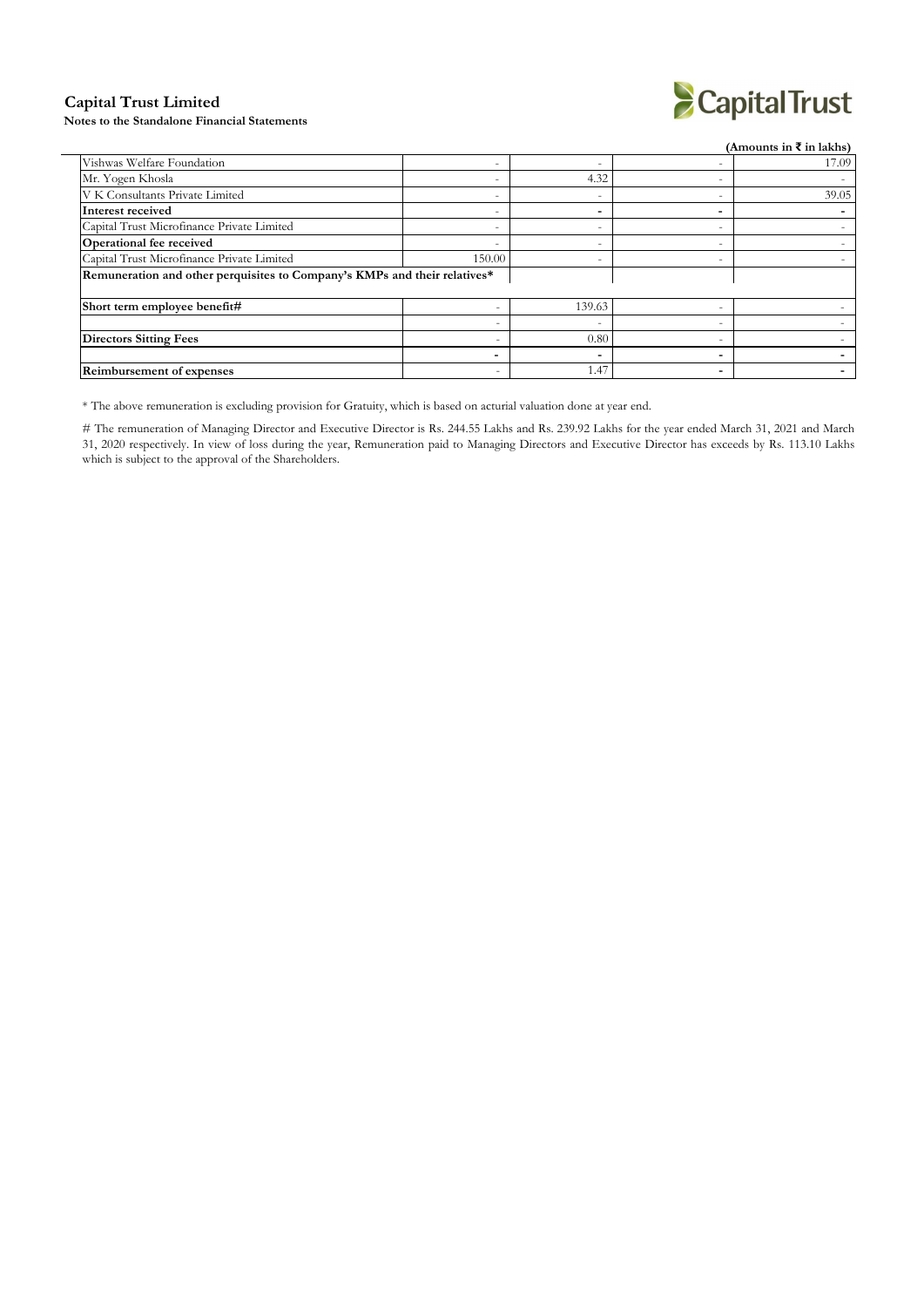**Capital Trust Limited**

**Notes to the Standalone Financial Statements**

(Amounts in ₹ in lakhs)

| | | | | |
|---|---|---|---|---|
| Vishwas Welfare Foundation | - | - | - | 17.09 |
| Mr. Yogen Khosla | - | 4.32 | - | - |
| V K Consultants Private Limited | - | - | - | 39.05 |
| **Interest received** | - | - | - | - |
| Capital Trust Microfinance Private Limited | - | - | - | - |
| **Operational fee received** | - | - | - | - |
| Capital Trust Microfinance Private Limited | 150.00 | - | - | - |
| **Remuneration and other perquisites to Company's KMPs and their relatives*** | | | | |
| **Short term employee benefit#** | - | 139.63 | - | - |
| | - | - | - | - |
| **Directors Sitting Fees** | - | 0.80 | - | - |
| | - | - | - | - |
| **Reimbursement of expenses** | - | 1.47 | - | - |

* The above remuneration is excluding provision for Gratuity, which is based on acturial valuation done at year end.

# The remuneration of Managing Director and Executive Director is Rs. 244.55 Lakhs and Rs. 239.92 Lakhs for the year ended March 31, 2021 and March 31, 2020 respectively. In view of loss during the year, Remuneration paid to Managing Directors and Executive Director has exceeds by Rs. 113.10 Lakhs which is subject to the approval of the Shareholders.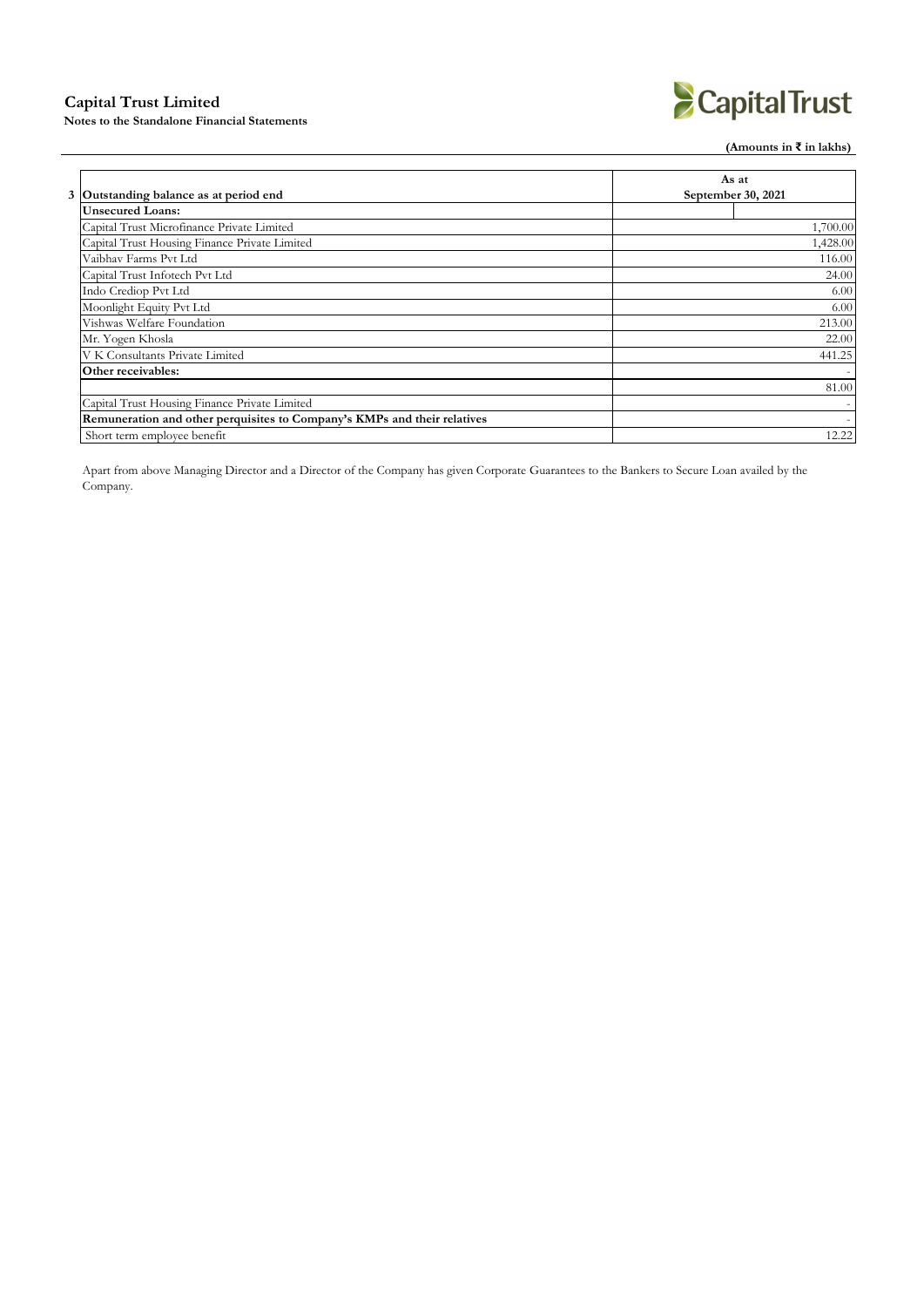**Capital Trust Limited**

**Notes to the Standalone Financial Statements**

**(Amounts in ₹ in lakhs)**

| 3 | Outstanding balance as at period end | As at September 30, 2021 |
|---|---|---|
| | **Unsecured Loans:** | |
| | Capital Trust Microfinance Private Limited | 1,700.00 |
| | Capital Trust Housing Finance Private Limited | 1,428.00 |
| | Vaibhav Farms Pvt Ltd | 116.00 |
| | Capital Trust Infotech Pvt Ltd | 24.00 |
| | Indo Crediop Pvt Ltd | 6.00 |
| | Moonlight Equity Pvt Ltd | 6.00 |
| | Vishwas Welfare Foundation | 213.00 |
| | Mr. Yogen Khosla | 22.00 |
| | V K Consultants Private Limited | 441.25 |
| | **Other receivables:** | - |
| | | 81.00 |
| | Capital Trust Housing Finance Private Limited | - |
| | **Remuneration and other perquisites to Company's KMPs and their relatives** | - |
| | Short term employee benefit | 12.22 |

Apart from above Managing Director and a Director of the Company has given Corporate Guarantees to the Bankers to Secure Loan availed by the Company.